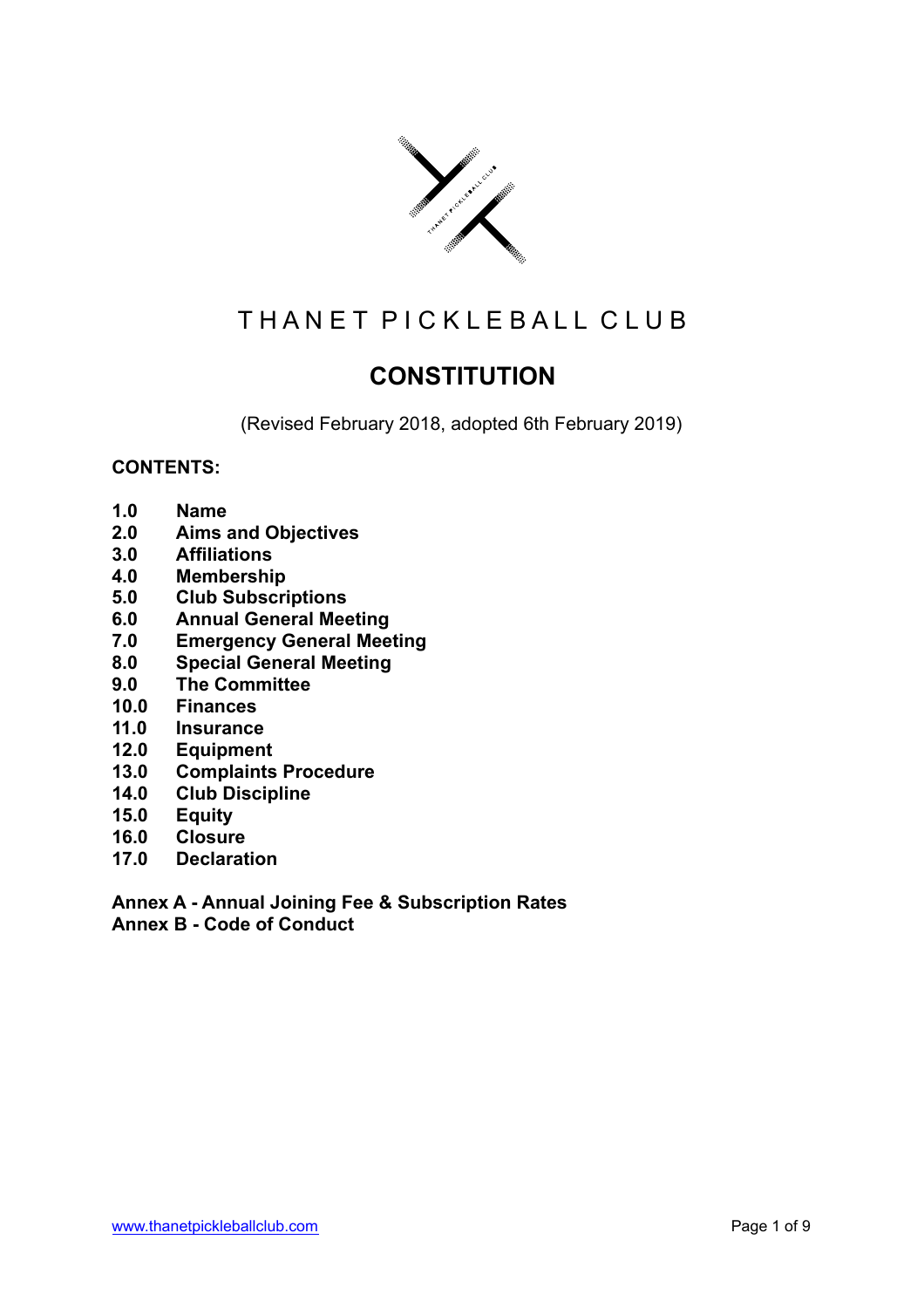# THANET PICKLEBALL CLUB

## CONSTITUTION

(Revised February 2018, adopted 6th February 2019)

**CONTENTS:**

**1.0 Name**
**2.0 Aims and Objectives**
**3.0 Affiliations**
**4.0 Membership**
**5.0 Club Subscriptions**
**6.0 Annual General Meeting**
**7.0 Emergency General Meeting**
**8.0 Special General Meeting**
**9.0 The Committee**
**10.0 Finances**
**11.0 Insurance**
**12.0 Equipment**
**13.0 Complaints Procedure**
**14.0 Club Discipline**
**15.0 Equity**
**16.0 Closure**
**17.0 Declaration**

**Annex A - Annual Joining Fee & Subscription Rates**
**Annex B - Code of Conduct**

www.thanetpickleballclub.com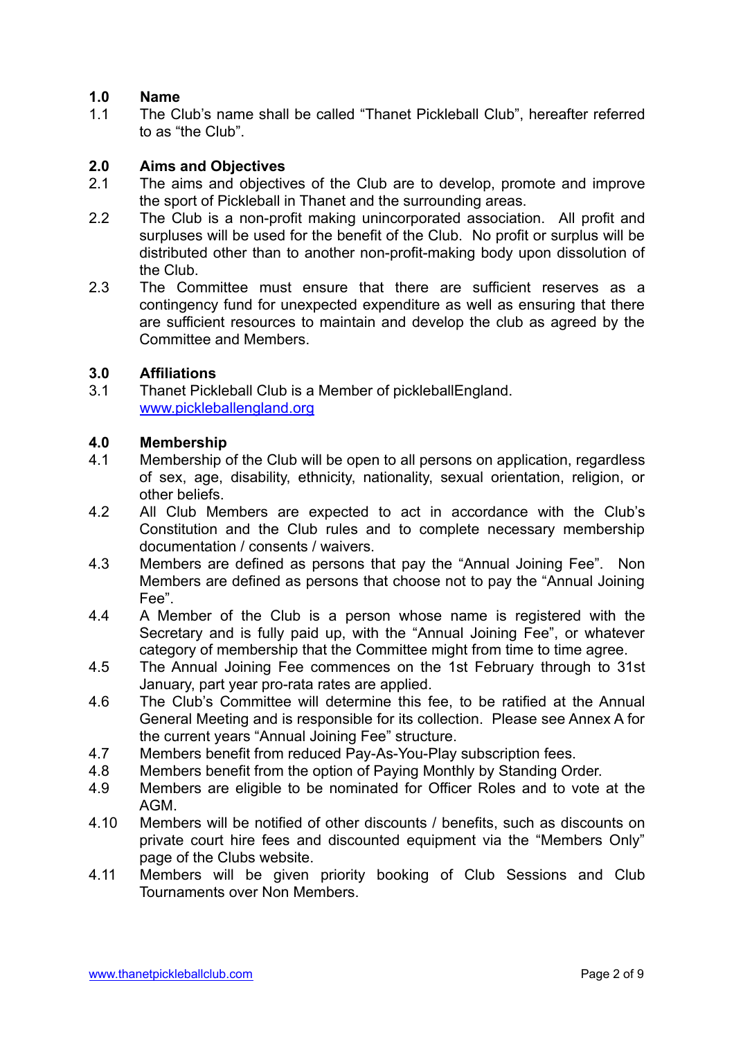## 1.0 Name

1.1 The Club's name shall be called "Thanet Pickleball Club", hereafter referred to as "the Club".

## 2.0 Aims and Objectives

2.1 The aims and objectives of the Club are to develop, promote and improve the sport of Pickleball in Thanet and the surrounding areas.

2.2 The Club is a non-profit making unincorporated association. All profit and surpluses will be used for the benefit of the Club. No profit or surplus will be distributed other than to another non-profit-making body upon dissolution of the Club.

2.3 The Committee must ensure that there are sufficient reserves as a contingency fund for unexpected expenditure as well as ensuring that there are sufficient resources to maintain and develop the club as agreed by the Committee and Members.

## 3.0 Affiliations

3.1 Thanet Pickleball Club is a Member of pickleballEngland. [www.pickleballengland.org](http://www.pickleballengland.org)

## 4.0 Membership

4.1 Membership of the Club will be open to all persons on application, regardless of sex, age, disability, ethnicity, nationality, sexual orientation, religion, or other beliefs.

4.2 All Club Members are expected to act in accordance with the Club's Constitution and the Club rules and to complete necessary membership documentation / consents / waivers.

4.3 Members are defined as persons that pay the "Annual Joining Fee". Non Members are defined as persons that choose not to pay the "Annual Joining Fee".

4.4 A Member of the Club is a person whose name is registered with the Secretary and is fully paid up, with the "Annual Joining Fee", or whatever category of membership that the Committee might from time to time agree.

4.5 The Annual Joining Fee commences on the 1st February through to 31st January, part year pro-rata rates are applied.

4.6 The Club's Committee will determine this fee, to be ratified at the Annual General Meeting and is responsible for its collection. Please see Annex A for the current years "Annual Joining Fee" structure.

4.7 Members benefit from reduced Pay-As-You-Play subscription fees.

4.8 Members benefit from the option of Paying Monthly by Standing Order.

4.9 Members are eligible to be nominated for Officer Roles and to vote at the AGM.

4.10 Members will be notified of other discounts / benefits, such as discounts on private court hire fees and discounted equipment via the "Members Only" page of the Clubs website.

4.11 Members will be given priority booking of Club Sessions and Club Tournaments over Non Members.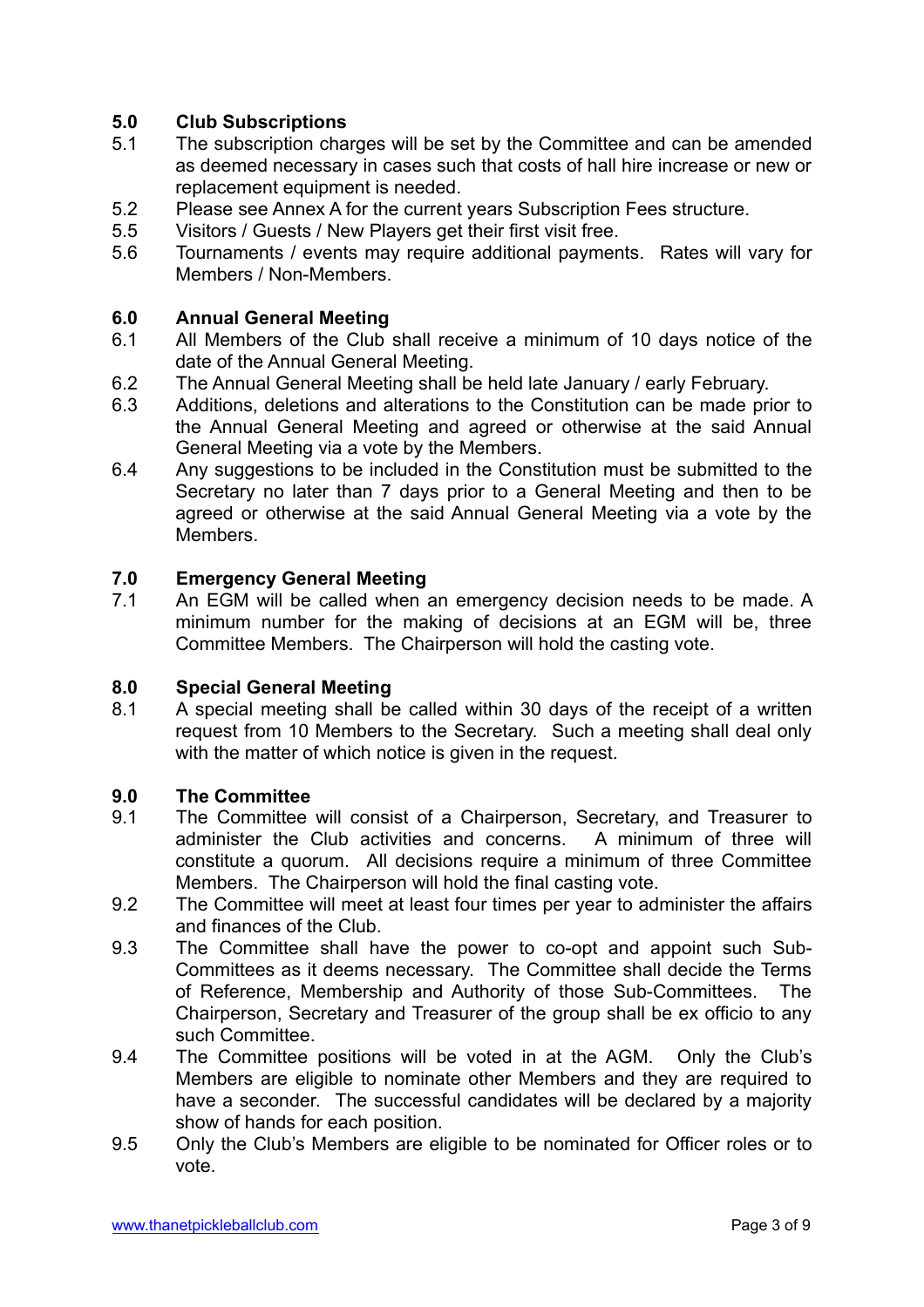## 5.0 Club Subscriptions

5.1 The subscription charges will be set by the Committee and can be amended as deemed necessary in cases such that costs of hall hire increase or new or replacement equipment is needed.

5.2 Please see Annex A for the current years Subscription Fees structure.

5.5 Visitors / Guests / New Players get their first visit free.

5.6 Tournaments / events may require additional payments. Rates will vary for Members / Non-Members.

## 6.0 Annual General Meeting

6.1 All Members of the Club shall receive a minimum of 10 days notice of the date of the Annual General Meeting.

6.2 The Annual General Meeting shall be held late January / early February.

6.3 Additions, deletions and alterations to the Constitution can be made prior to the Annual General Meeting and agreed or otherwise at the said Annual General Meeting via a vote by the Members.

6.4 Any suggestions to be included in the Constitution must be submitted to the Secretary no later than 7 days prior to a General Meeting and then to be agreed or otherwise at the said Annual General Meeting via a vote by the Members.

## 7.0 Emergency General Meeting

7.1 An EGM will be called when an emergency decision needs to be made. A minimum number for the making of decisions at an EGM will be, three Committee Members. The Chairperson will hold the casting vote.

## 8.0 Special General Meeting

8.1 A special meeting shall be called within 30 days of the receipt of a written request from 10 Members to the Secretary. Such a meeting shall deal only with the matter of which notice is given in the request.

## 9.0 The Committee

9.1 The Committee will consist of a Chairperson, Secretary, and Treasurer to administer the Club activities and concerns. A minimum of three will constitute a quorum. All decisions require a minimum of three Committee Members. The Chairperson will hold the final casting vote.

9.2 The Committee will meet at least four times per year to administer the affairs and finances of the Club.

9.3 The Committee shall have the power to co-opt and appoint such Sub-Committees as it deems necessary. The Committee shall decide the Terms of Reference, Membership and Authority of those Sub-Committees. The Chairperson, Secretary and Treasurer of the group shall be ex officio to any such Committee.

9.4 The Committee positions will be voted in at the AGM. Only the Club's Members are eligible to nominate other Members and they are required to have a seconder. The successful candidates will be declared by a majority show of hands for each position.

9.5 Only the Club's Members are eligible to be nominated for Officer roles or to vote.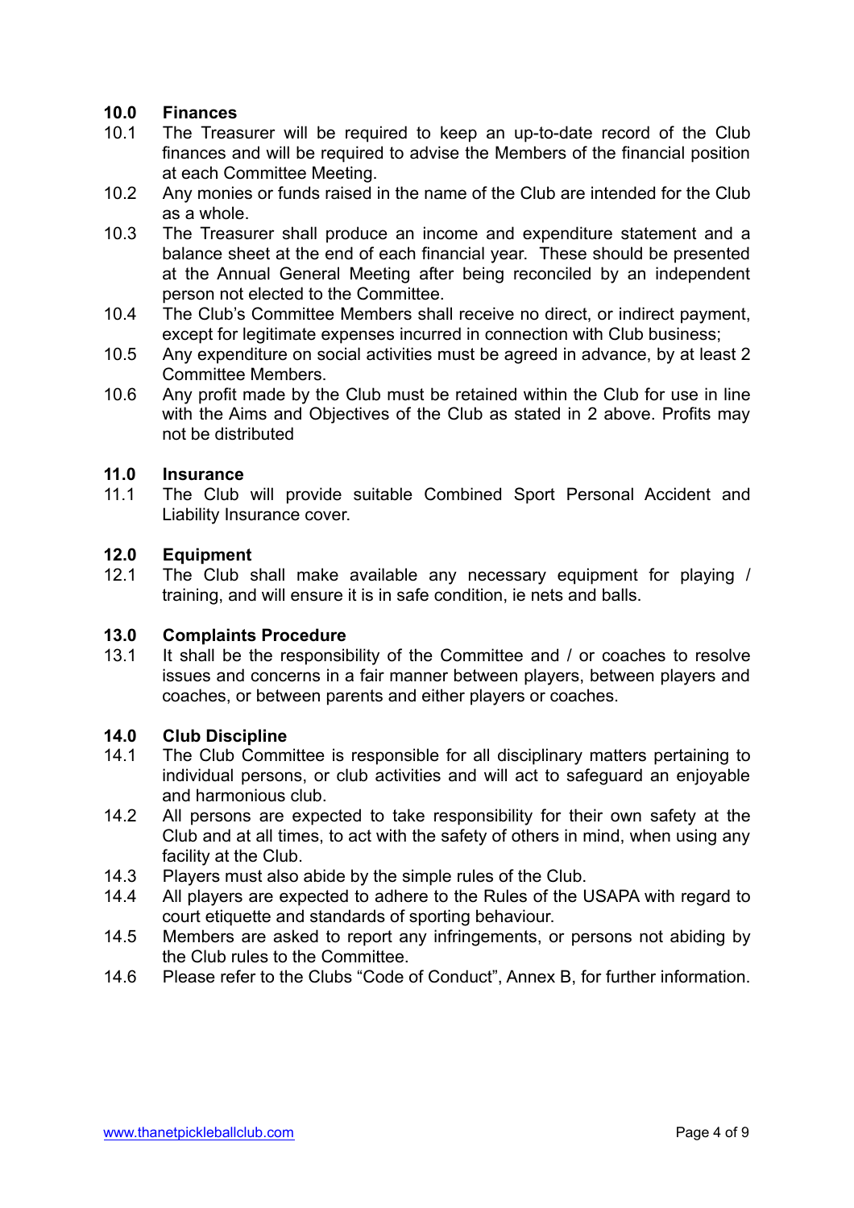## 10.0 Finances

10.1 The Treasurer will be required to keep an up-to-date record of the Club finances and will be required to advise the Members of the financial position at each Committee Meeting.

10.2 Any monies or funds raised in the name of the Club are intended for the Club as a whole.

10.3 The Treasurer shall produce an income and expenditure statement and a balance sheet at the end of each financial year. These should be presented at the Annual General Meeting after being reconciled by an independent person not elected to the Committee.

10.4 The Club's Committee Members shall receive no direct, or indirect payment, except for legitimate expenses incurred in connection with Club business;

10.5 Any expenditure on social activities must be agreed in advance, by at least 2 Committee Members.

10.6 Any profit made by the Club must be retained within the Club for use in line with the Aims and Objectives of the Club as stated in 2 above. Profits may not be distributed

## 11.0 Insurance

11.1 The Club will provide suitable Combined Sport Personal Accident and Liability Insurance cover.

## 12.0 Equipment

12.1 The Club shall make available any necessary equipment for playing / training, and will ensure it is in safe condition, ie nets and balls.

## 13.0 Complaints Procedure

13.1 It shall be the responsibility of the Committee and / or coaches to resolve issues and concerns in a fair manner between players, between players and coaches, or between parents and either players or coaches.

## 14.0 Club Discipline

14.1 The Club Committee is responsible for all disciplinary matters pertaining to individual persons, or club activities and will act to safeguard an enjoyable and harmonious club.

14.2 All persons are expected to take responsibility for their own safety at the Club and at all times, to act with the safety of others in mind, when using any facility at the Club.

14.3 Players must also abide by the simple rules of the Club.

14.4 All players are expected to adhere to the Rules of the USAPA with regard to court etiquette and standards of sporting behaviour.

14.5 Members are asked to report any infringements, or persons not abiding by the Club rules to the Committee.

14.6 Please refer to the Clubs "Code of Conduct", Annex B, for further information.

[www.thanetpickleballclub.com](http://www.thanetpickleballclub.com)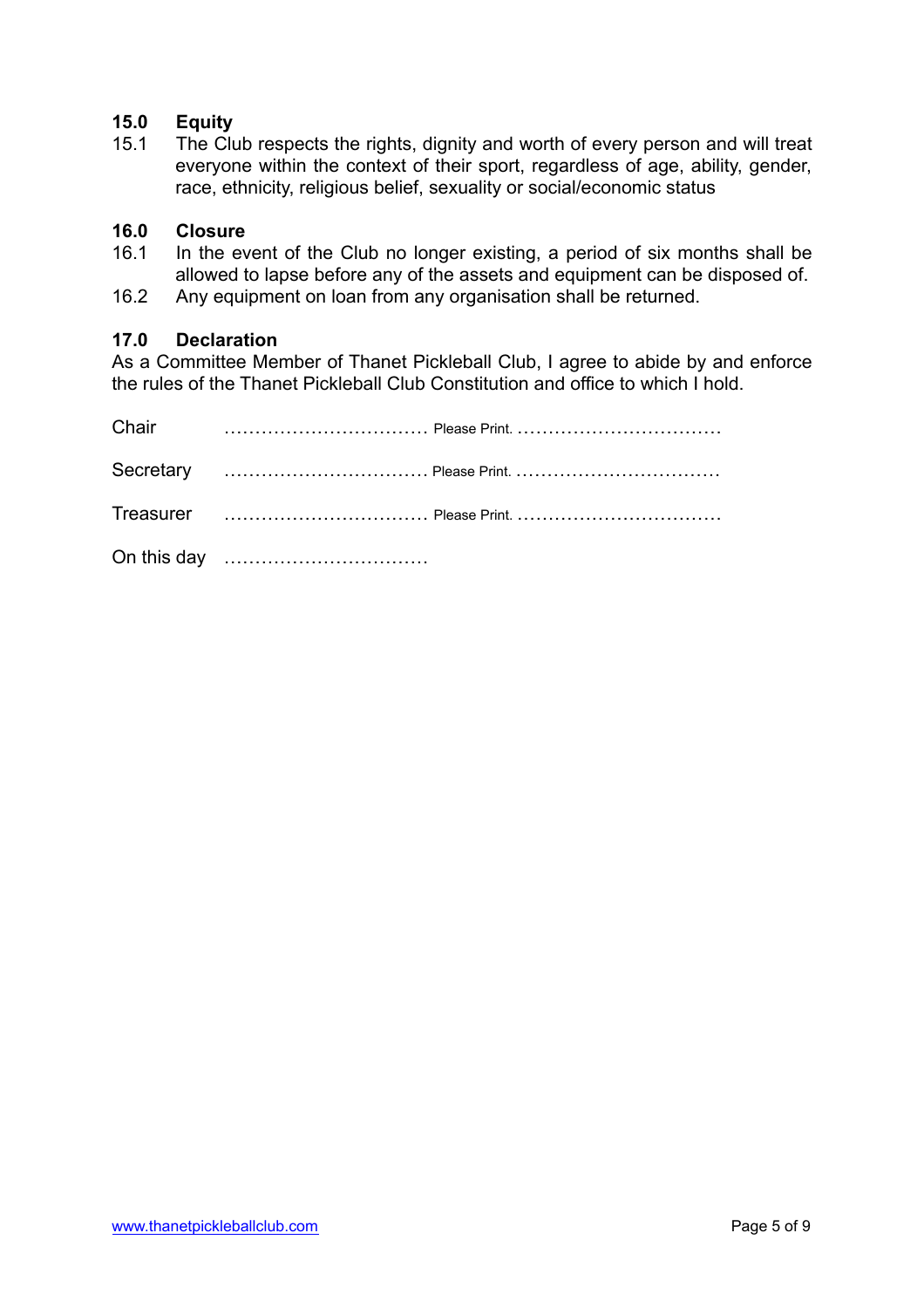## 15.0 Equity

15.1 The Club respects the rights, dignity and worth of every person and will treat everyone within the context of their sport, regardless of age, ability, gender, race, ethnicity, religious belief, sexuality or social/economic status

## 16.0 Closure

16.1 In the event of the Club no longer existing, a period of six months shall be allowed to lapse before any of the assets and equipment can be disposed of.

16.2 Any equipment on loan from any organisation shall be returned.

## 17.0 Declaration

As a Committee Member of Thanet Pickleball Club, I agree to abide by and enforce the rules of the Thanet Pickleball Club Constitution and office to which I hold.

Chair ................................ Please Print. ................................

Secretary ................................ Please Print. ................................

Treasurer ................................ Please Print. ................................

On this day ................................

www.thanetpickleballclub.com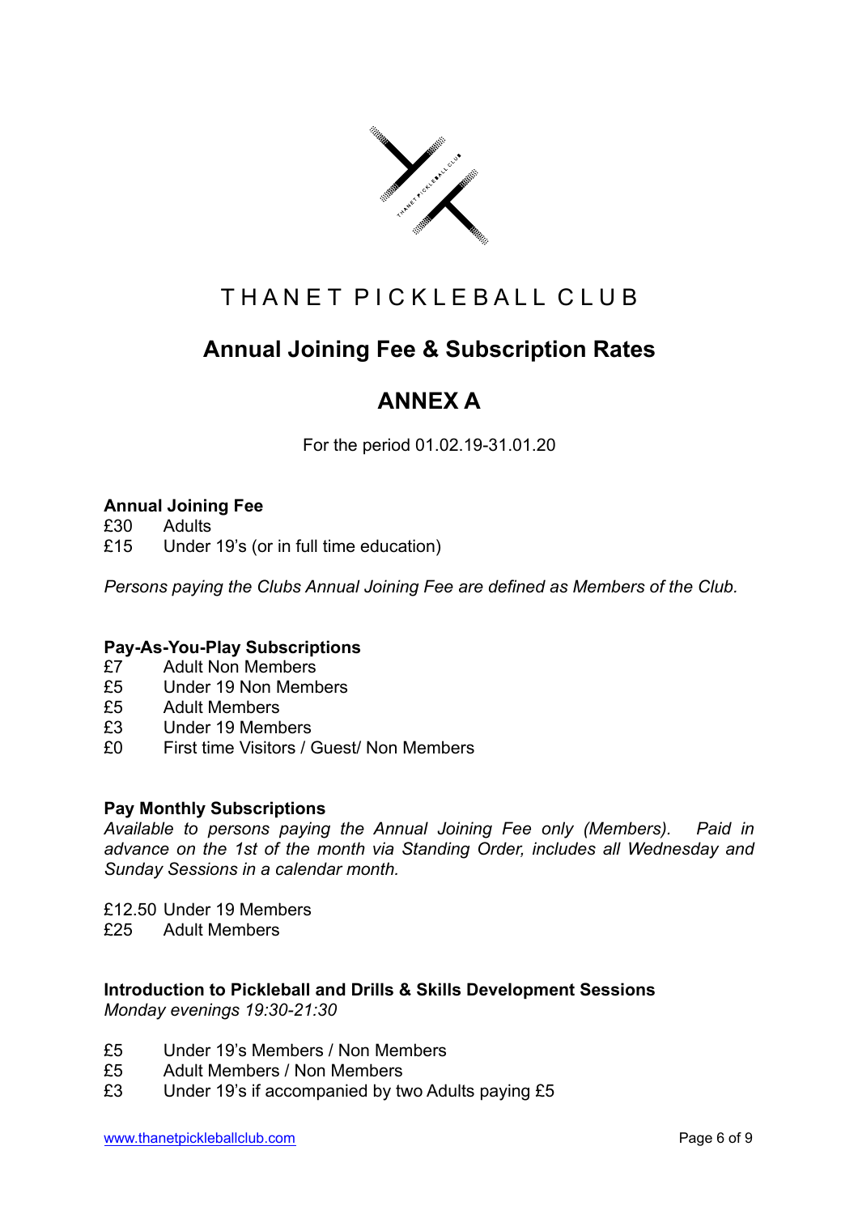# THANET PICKLEBALL CLUB

## Annual Joining Fee & Subscription Rates

## ANNEX A

For the period 01.02.19-31.01.20

**Annual Joining Fee**

£30 Adults

£15 Under 19's (or in full time education)

*Persons paying the Clubs Annual Joining Fee are defined as Members of the Club.*

**Pay-As-You-Play Subscriptions**

£7 Adult Non Members

£5 Under 19 Non Members

£5 Adult Members

£3 Under 19 Members

£0 First time Visitors / Guest/ Non Members

**Pay Monthly Subscriptions**

*Available to persons paying the Annual Joining Fee only (Members). Paid in advance on the 1st of the month via Standing Order, includes all Wednesday and Sunday Sessions in a calendar month.*

£12.50 Under 19 Members

£25 Adult Members

**Introduction to Pickleball and Drills & Skills Development Sessions**

*Monday evenings 19:30-21:30*

£5 Under 19's Members / Non Members

£5 Adult Members / Non Members

£3 Under 19's if accompanied by two Adults paying £5

www.thanetpickleballclub.com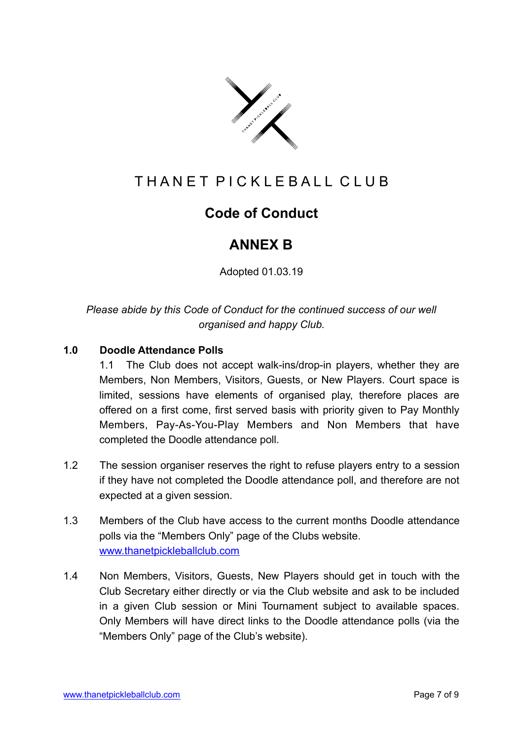# THANET PICKLEBALL CLUB

## Code of Conduct

## ANNEX B

Adopted 01.03.19

*Please abide by this Code of Conduct for the continued success of our well organised and happy Club.*

**1.0 Doodle Attendance Polls**

1.1 The Club does not accept walk-ins/drop-in players, whether they are Members, Non Members, Visitors, Guests, or New Players. Court space is limited, sessions have elements of organised play, therefore places are offered on a first come, first served basis with priority given to Pay Monthly Members, Pay-As-You-Play Members and Non Members that have completed the Doodle attendance poll.

1.2 The session organiser reserves the right to refuse players entry to a session if they have not completed the Doodle attendance poll, and therefore are not expected at a given session.

1.3 Members of the Club have access to the current months Doodle attendance polls via the "Members Only" page of the Clubs website. [www.thanetpickleballclub.com](http://www.thanetpickleballclub.com)

1.4 Non Members, Visitors, Guests, New Players should get in touch with the Club Secretary either directly or via the Club website and ask to be included in a given Club session or Mini Tournament subject to available spaces. Only Members will have direct links to the Doodle attendance polls (via the "Members Only" page of the Club's website).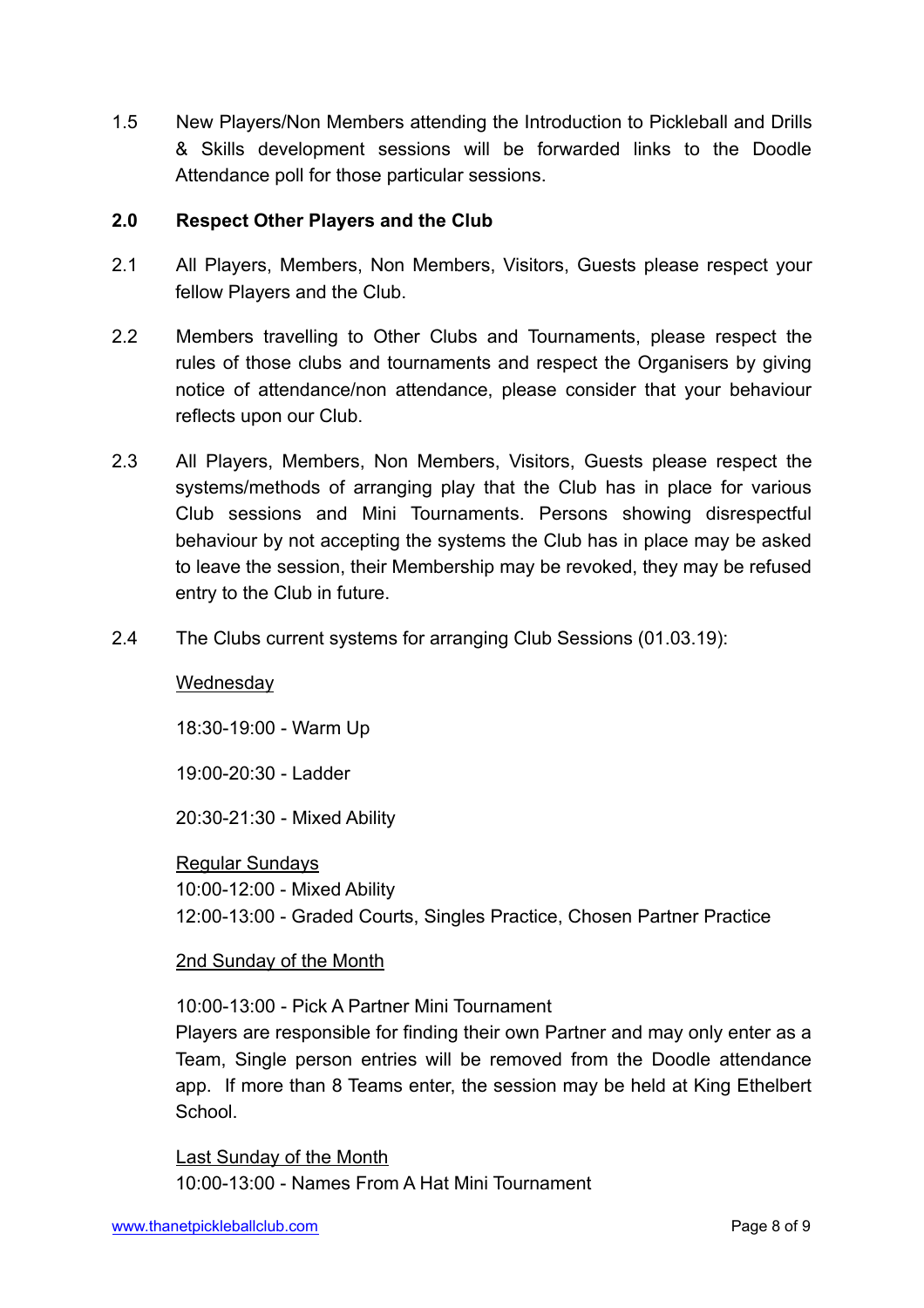1.5 New Players/Non Members attending the Introduction to Pickleball and Drills & Skills development sessions will be forwarded links to the Doodle Attendance poll for those particular sessions.

## 2.0 Respect Other Players and the Club

2.1 All Players, Members, Non Members, Visitors, Guests please respect your fellow Players and the Club.

2.2 Members travelling to Other Clubs and Tournaments, please respect the rules of those clubs and tournaments and respect the Organisers by giving notice of attendance/non attendance, please consider that your behaviour reflects upon our Club.

2.3 All Players, Members, Non Members, Visitors, Guests please respect the systems/methods of arranging play that the Club has in place for various Club sessions and Mini Tournaments. Persons showing disrespectful behaviour by not accepting the systems the Club has in place may be asked to leave the session, their Membership may be revoked, they may be refused entry to the Club in future.

2.4 The Clubs current systems for arranging Club Sessions (01.03.19):

<u>Wednesday</u>

18:30-19:00 - Warm Up

19:00-20:30 - Ladder

20:30-21:30 - Mixed Ability

<u>Regular Sundays</u>
10:00-12:00 - Mixed Ability
12:00-13:00 - Graded Courts, Singles Practice, Chosen Partner Practice

<u>2nd Sunday of the Month</u>

10:00-13:00 - Pick A Partner Mini Tournament
Players are responsible for finding their own Partner and may only enter as a Team, Single person entries will be removed from the Doodle attendance app. If more than 8 Teams enter, the session may be held at King Ethelbert School.

<u>Last Sunday of the Month</u>
10:00-13:00 - Names From A Hat Mini Tournament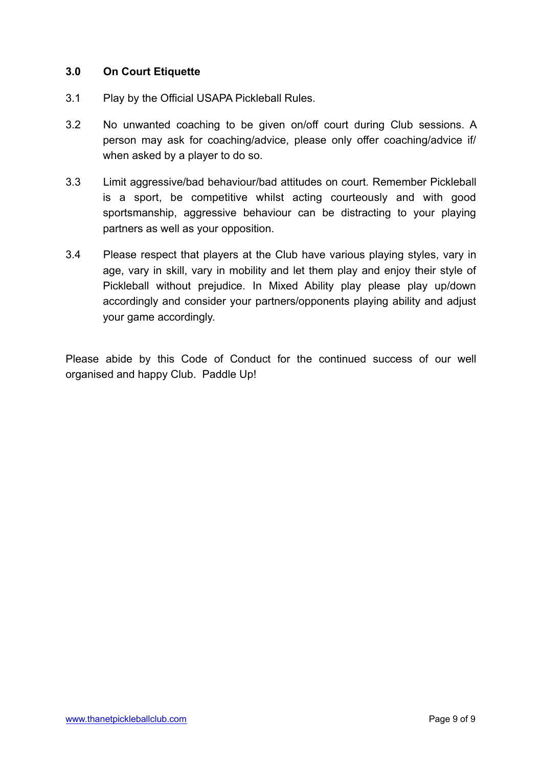### 3.0 On Court Etiquette

3.1 Play by the Official USAPA Pickleball Rules.

3.2 No unwanted coaching to be given on/off court during Club sessions. A person may ask for coaching/advice, please only offer coaching/advice if/ when asked by a player to do so.

3.3 Limit aggressive/bad behaviour/bad attitudes on court. Remember Pickleball is a sport, be competitive whilst acting courteously and with good sportsmanship, aggressive behaviour can be distracting to your playing partners as well as your opposition.

3.4 Please respect that players at the Club have various playing styles, vary in age, vary in skill, vary in mobility and let them play and enjoy their style of Pickleball without prejudice. In Mixed Ability play please play up/down accordingly and consider your partners/opponents playing ability and adjust your game accordingly.

Please abide by this Code of Conduct for the continued success of our well organised and happy Club. Paddle Up!